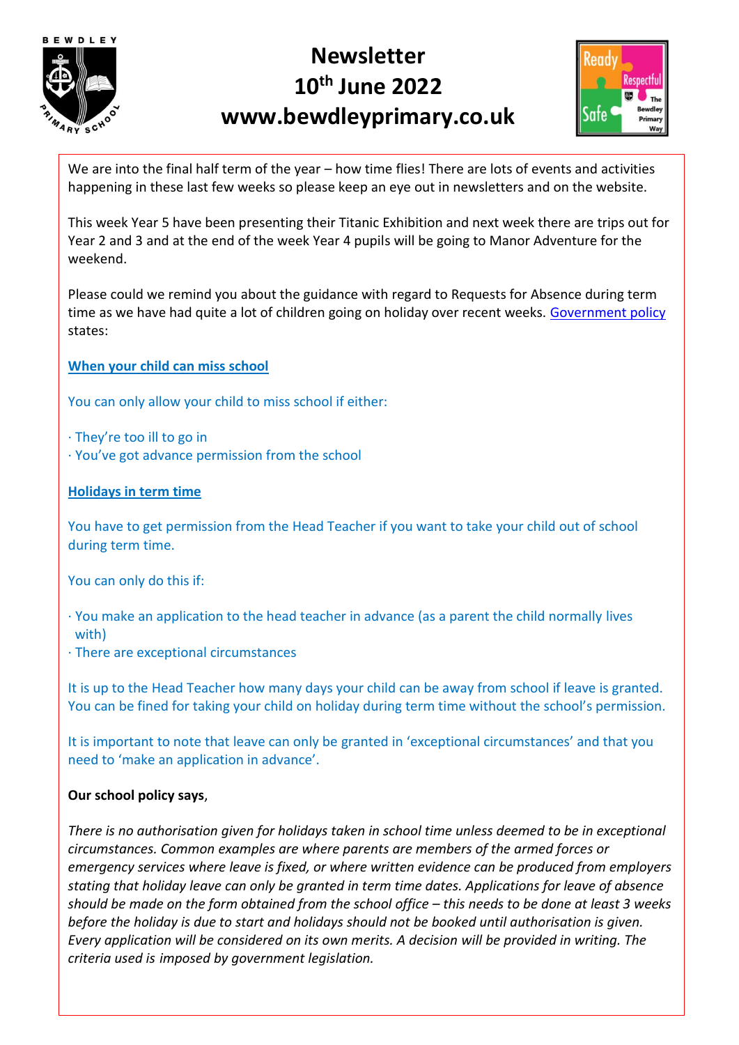# Newsletter
# 10th June 2022
# www.bewdleyprimary.co.uk

We are into the final half term of the year – how time flies! There are lots of events and activities happening in these last few weeks so please keep an eye out in newsletters and on the website.

This week Year 5 have been presenting their Titanic Exhibition and next week there are trips out for Year 2 and 3 and at the end of the week Year 4 pupils will be going to Manor Adventure for the weekend.

Please could we remind you about the guidance with regard to Requests for Absence during term time as we have had quite a lot of children going on holiday over recent weeks. Government policy states:

**When your child can miss school**

You can only allow your child to miss school if either:

- They're too ill to go in
- You've got advance permission from the school

**Holidays in term time**

You have to get permission from the Head Teacher if you want to take your child out of school during term time.

You can only do this if:

- You make an application to the head teacher in advance (as a parent the child normally lives with)
- There are exceptional circumstances

It is up to the Head Teacher how many days your child can be away from school if leave is granted. You can be fined for taking your child on holiday during term time without the school's permission.

It is important to note that leave can only be granted in 'exceptional circumstances' and that you need to 'make an application in advance'.

**Our school policy says**,

*There is no authorisation given for holidays taken in school time unless deemed to be in exceptional circumstances. Common examples are where parents are members of the armed forces or emergency services where leave is fixed, or where written evidence can be produced from employers stating that holiday leave can only be granted in term time dates. Applications for leave of absence should be made on the form obtained from the school office – this needs to be done at least 3 weeks before the holiday is due to start and holidays should not be booked until authorisation is given. Every application will be considered on its own merits. A decision will be provided in writing. The criteria used is imposed by government legislation.*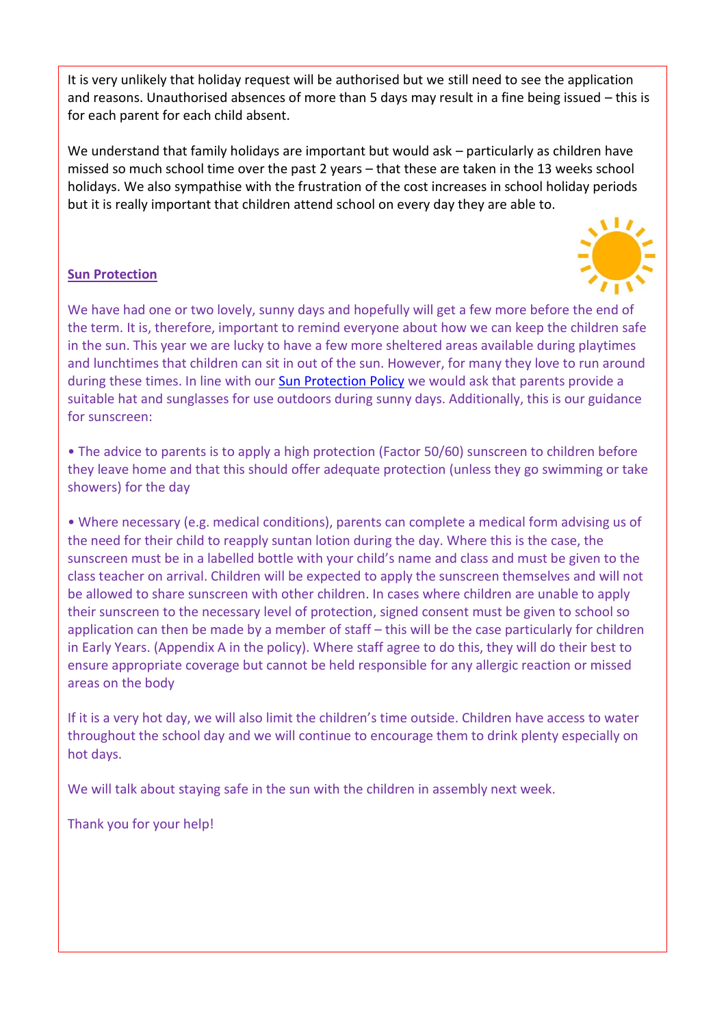It is very unlikely that holiday request will be authorised but we still need to see the application and reasons. Unauthorised absences of more than 5 days may result in a fine being issued – this is for each parent for each child absent.

We understand that family holidays are important but would ask – particularly as children have missed so much school time over the past 2 years – that these are taken in the 13 weeks school holidays. We also sympathise with the frustration of the cost increases in school holiday periods but it is really important that children attend school on every day they are able to.

## Sun Protection

We have had one or two lovely, sunny days and hopefully will get a few more before the end of the term. It is, therefore, important to remind everyone about how we can keep the children safe in the sun. This year we are lucky to have a few more sheltered areas available during playtimes and lunchtimes that children can sit in out of the sun. However, for many they love to run around during these times. In line with our Sun Protection Policy we would ask that parents provide a suitable hat and sunglasses for use outdoors during sunny days. Additionally, this is our guidance for sunscreen:

- The advice to parents is to apply a high protection (Factor 50/60) sunscreen to children before they leave home and that this should offer adequate protection (unless they go swimming or take showers) for the day

- Where necessary (e.g. medical conditions), parents can complete a medical form advising us of the need for their child to reapply suntan lotion during the day. Where this is the case, the sunscreen must be in a labelled bottle with your child's name and class and must be given to the class teacher on arrival. Children will be expected to apply the sunscreen themselves and will not be allowed to share sunscreen with other children. In cases where children are unable to apply their sunscreen to the necessary level of protection, signed consent must be given to school so application can then be made by a member of staff – this will be the case particularly for children in Early Years. (Appendix A in the policy). Where staff agree to do this, they will do their best to ensure appropriate coverage but cannot be held responsible for any allergic reaction or missed areas on the body

If it is a very hot day, we will also limit the children's time outside. Children have access to water throughout the school day and we will continue to encourage them to drink plenty especially on hot days.

We will talk about staying safe in the sun with the children in assembly next week.

Thank you for your help!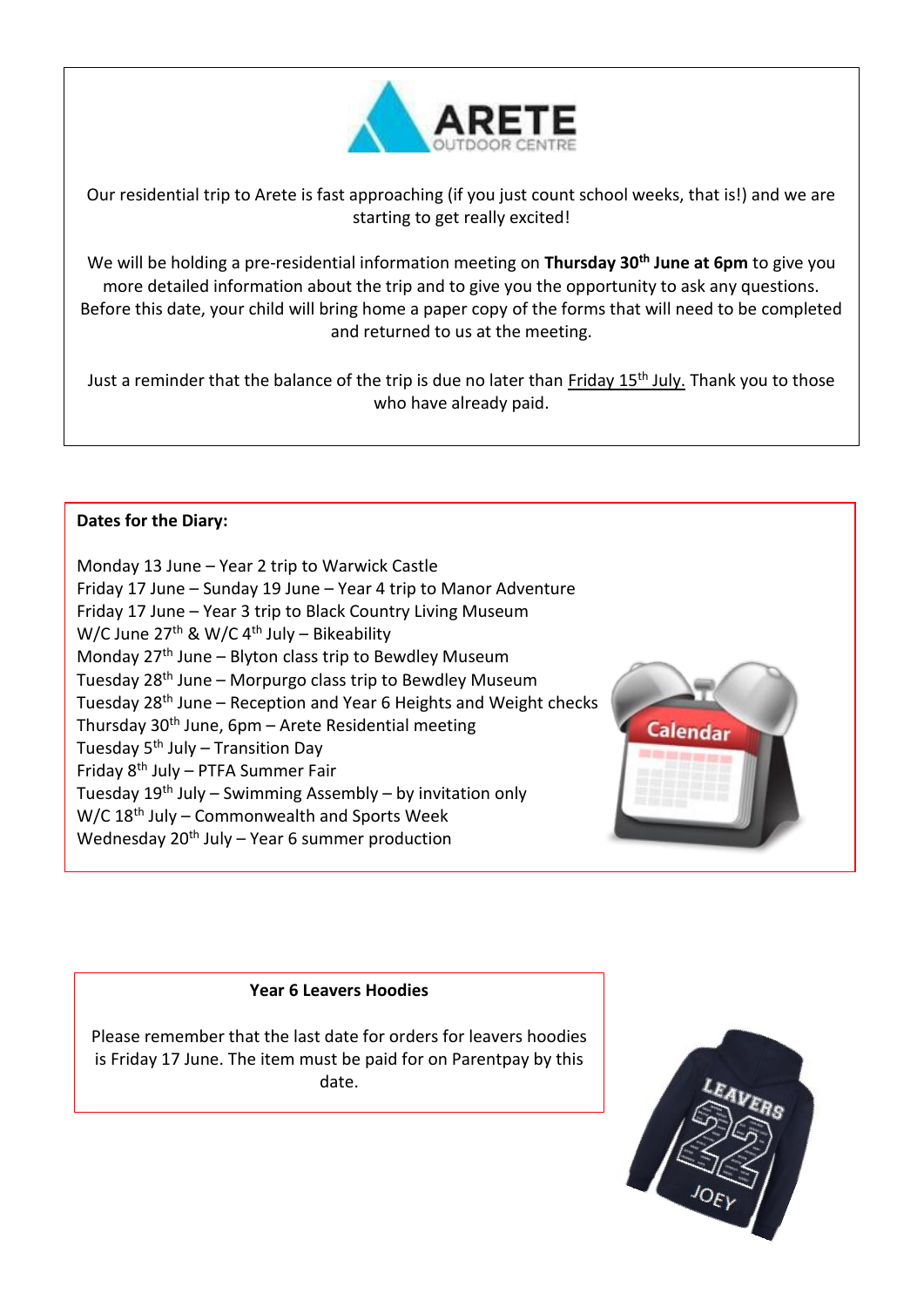Our residential trip to Arete is fast approaching (if you just count school weeks, that is!) and we are starting to get really excited!

We will be holding a pre-residential information meeting on **Thursday 30th June at 6pm** to give you more detailed information about the trip and to give you the opportunity to ask any questions. Before this date, your child will bring home a paper copy of the forms that will need to be completed and returned to us at the meeting.

Just a reminder that the balance of the trip is due no later than Friday 15th July. Thank you to those who have already paid.

**Dates for the Diary:**

Monday 13 June – Year 2 trip to Warwick Castle
Friday 17 June – Sunday 19 June – Year 4 trip to Manor Adventure
Friday 17 June – Year 3 trip to Black Country Living Museum
W/C June 27th & W/C 4th July – Bikeability
Monday 27th June – Blyton class trip to Bewdley Museum
Tuesday 28th June – Morpurgo class trip to Bewdley Museum
Tuesday 28th June – Reception and Year 6 Heights and Weight checks
Thursday 30th June, 6pm – Arete Residential meeting
Tuesday 5th July – Transition Day
Friday 8th July – PTFA Summer Fair
Tuesday 19th July – Swimming Assembly – by invitation only
W/C 18th July – Commonwealth and Sports Week
Wednesday 20th July – Year 6 summer production

**Year 6 Leavers Hoodies**

Please remember that the last date for orders for leavers hoodies is Friday 17 June. The item must be paid for on Parentpay by this date.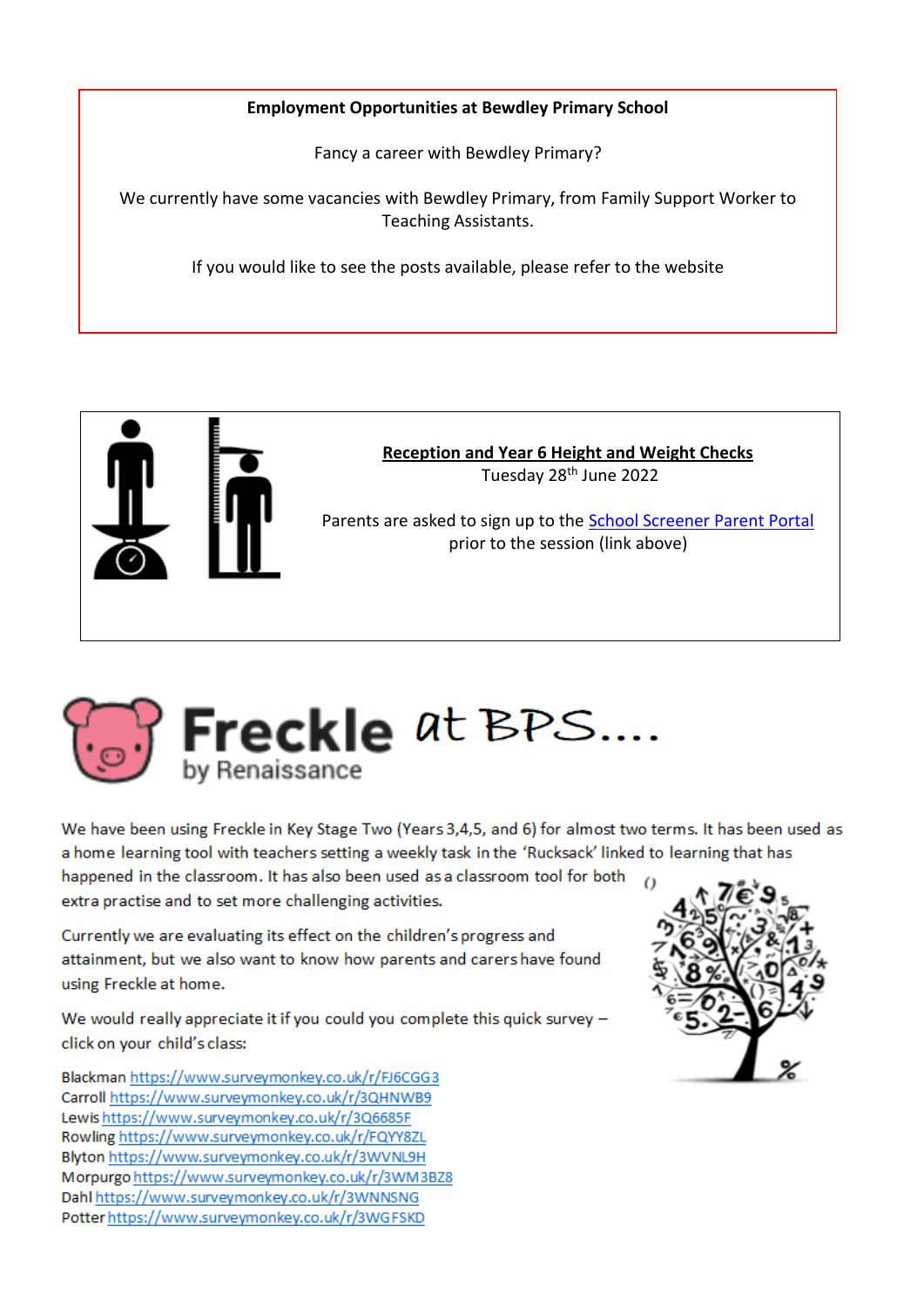**Employment Opportunities at Bewdley Primary School**

Fancy a career with Bewdley Primary?

We currently have some vacancies with Bewdley Primary, from Family Support Worker to Teaching Assistants.

If you would like to see the posts available, please refer to the website

**Reception and Year 6 Height and Weight Checks**

Tuesday 28th June 2022

Parents are asked to sign up to the School Screener Parent Portal prior to the session (link above)

# Freckle by Renaissance at BPS....

We have been using Freckle in Key Stage Two (Years 3,4,5, and 6) for almost two terms. It has been used as a home learning tool with teachers setting a weekly task in the 'Rucksack' linked to learning that has happened in the classroom. It has also been used as a classroom tool for both extra practise and to set more challenging activities.

Currently we are evaluating its effect on the children's progress and attainment, but we also want to know how parents and carers have found using Freckle at home.

We would really appreciate it if you could you complete this quick survey – click on your child's class:

Blackman https://www.surveymonkey.co.uk/r/FJ6CGG3
Carroll https://www.surveymonkey.co.uk/r/3QHNWB9
Lewis https://www.surveymonkey.co.uk/r/3Q6685F
Rowling https://www.surveymonkey.co.uk/r/FQYY8ZL
Blyton https://www.surveymonkey.co.uk/r/3WVNL9H
Morpurgo https://www.surveymonkey.co.uk/r/3WM3BZ8
Dahl https://www.surveymonkey.co.uk/r/3WNNSNG
Potter https://www.surveymonkey.co.uk/r/3WGFSKD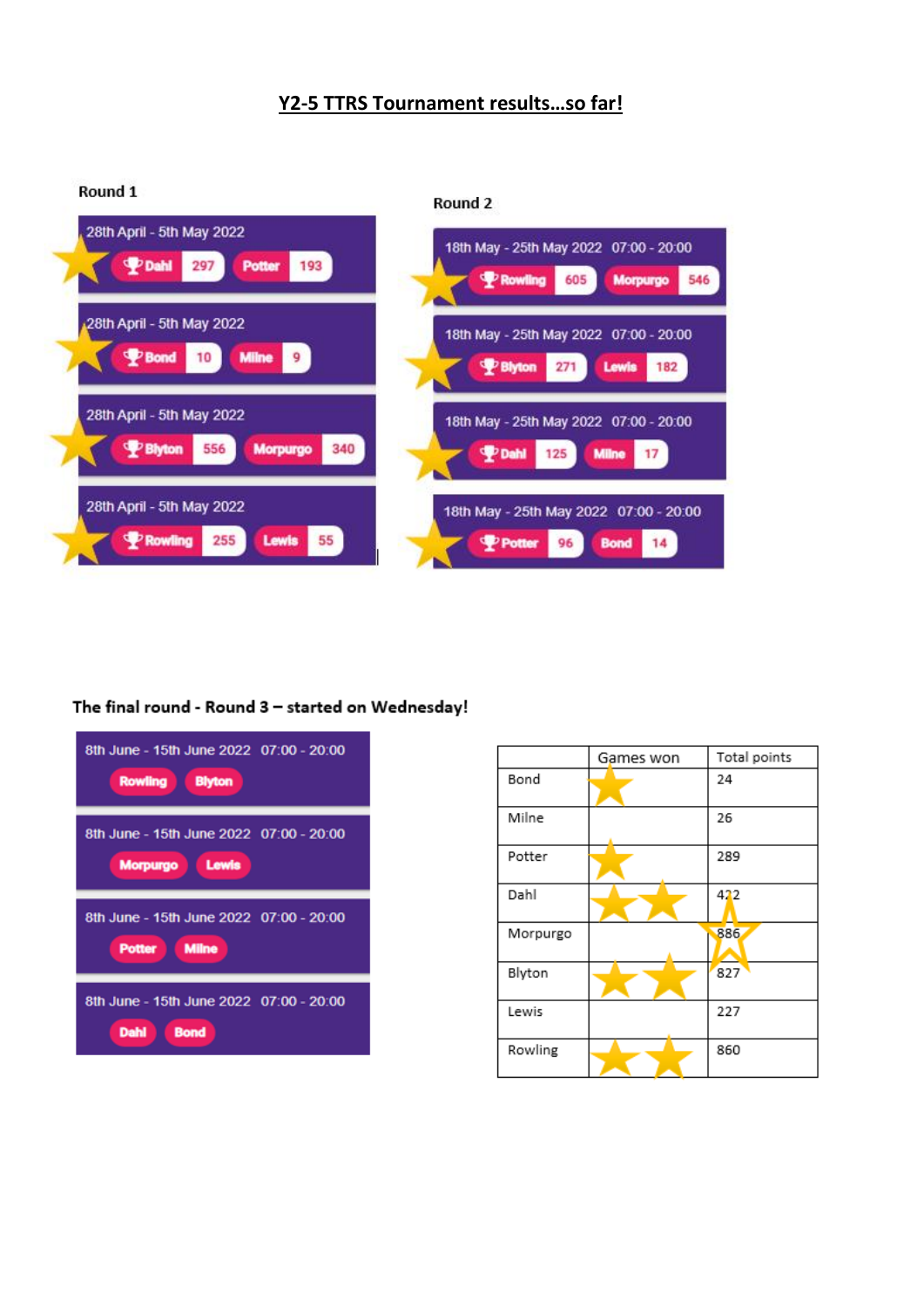# Y2-5 TTRS Tournament results…so far!

**Round 1**

28th April - 5th May 2022
Dahl 297 | Potter 193

28th April - 5th May 2022
Bond 10 | Milne 9

28th April - 5th May 2022
Blyton 556 | Morpurgo 340

28th April - 5th May 2022
Rowling 255 | Lewis 55

**Round 2**

18th May - 25th May 2022 07:00 - 20:00
Rowling 605 | Morpurgo 546

18th May - 25th May 2022 07:00 - 20:00
Blyton 271 | Lewis 182

18th May - 25th May 2022 07:00 - 20:00
Dahl 125 | Milne 17

18th May - 25th May 2022 07:00 - 20:00
Potter 96 | Bond 14

**The final round - Round 3 – started on Wednesday!**

8th June - 15th June 2022 07:00 - 20:00
Rowling | Blyton

8th June - 15th June 2022 07:00 - 20:00
Morpurgo | Lewis

8th June - 15th June 2022 07:00 - 20:00
Potter | Milne

8th June - 15th June 2022 07:00 - 20:00
Dahl | Bond

| | Games won | Total points |
|---|---|---|
| Bond | ★ | 24 |
| Milne | | 26 |
| Potter | ★ | 289 |
| Dahl | ★★ | 422 |
| Morpurgo | | ☆ 886 |
| Blyton | ★★ | 827 |
| Lewis | | 227 |
| Rowling | ★★ | 860 |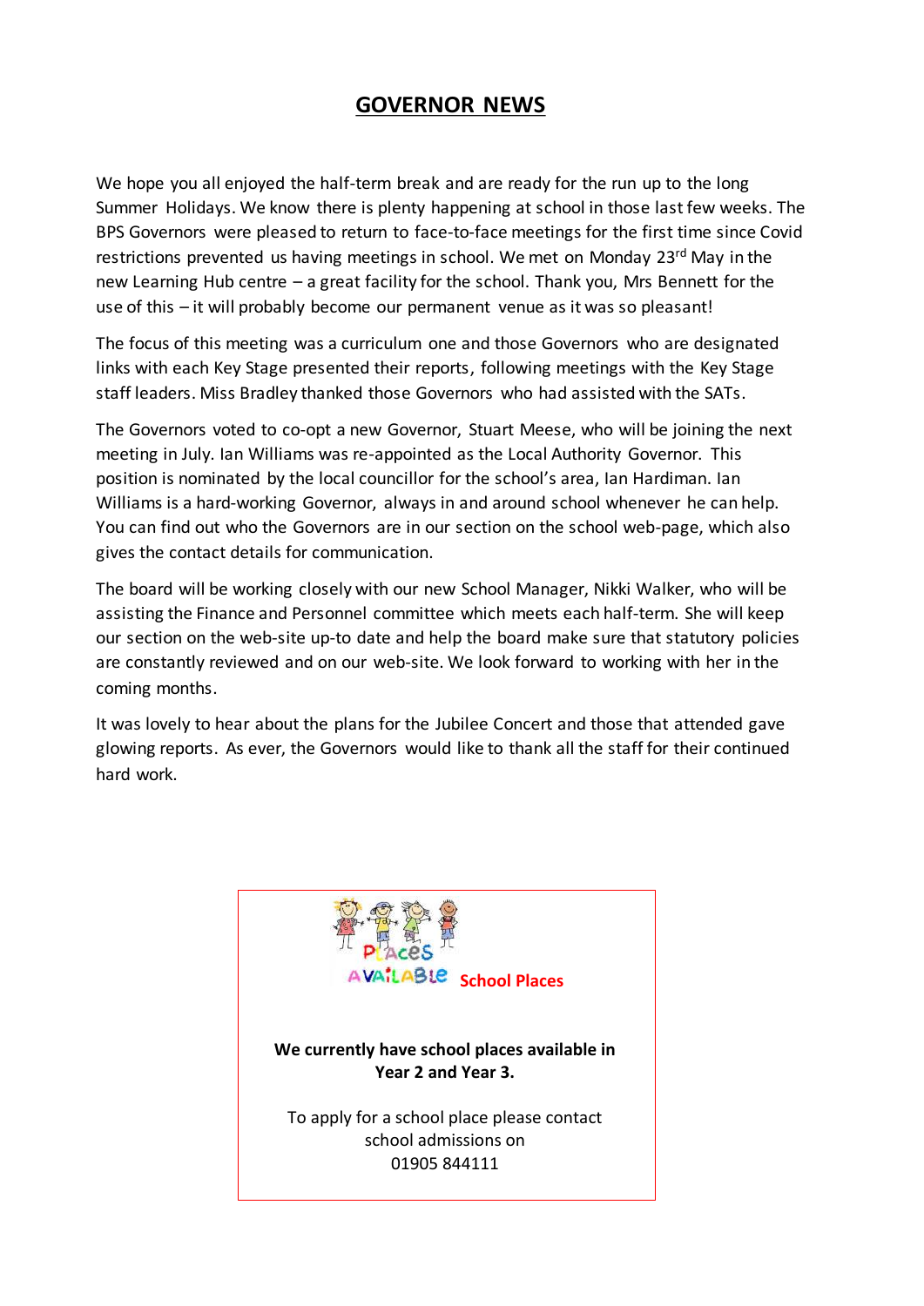# GOVERNOR NEWS

We hope you all enjoyed the half-term break and are ready for the run up to the long Summer Holidays. We know there is plenty happening at school in those last few weeks. The BPS Governors were pleased to return to face-to-face meetings for the first time since Covid restrictions prevented us having meetings in school. We met on Monday 23rd May in the new Learning Hub centre – a great facility for the school. Thank you, Mrs Bennett for the use of this – it will probably become our permanent venue as it was so pleasant!

The focus of this meeting was a curriculum one and those Governors who are designated links with each Key Stage presented their reports, following meetings with the Key Stage staff leaders. Miss Bradley thanked those Governors who had assisted with the SATs.

The Governors voted to co-opt a new Governor, Stuart Meese, who will be joining the next meeting in July. Ian Williams was re-appointed as the Local Authority Governor. This position is nominated by the local councillor for the school's area, Ian Hardiman. Ian Williams is a hard-working Governor, always in and around school whenever he can help. You can find out who the Governors are in our section on the school web-page, which also gives the contact details for communication.

The board will be working closely with our new School Manager, Nikki Walker, who will be assisting the Finance and Personnel committee which meets each half-term. She will keep our section on the web-site up-to date and help the board make sure that statutory policies are constantly reviewed and on our web-site. We look forward to working with her in the coming months.

It was lovely to hear about the plans for the Jubilee Concert and those that attended gave glowing reports. As ever, the Governors would like to thank all the staff for their continued hard work.

PLACES AVAILABLE **School Places**

**We currently have school places available in Year 2 and Year 3.**

To apply for a school place please contact school admissions on 01905 844111